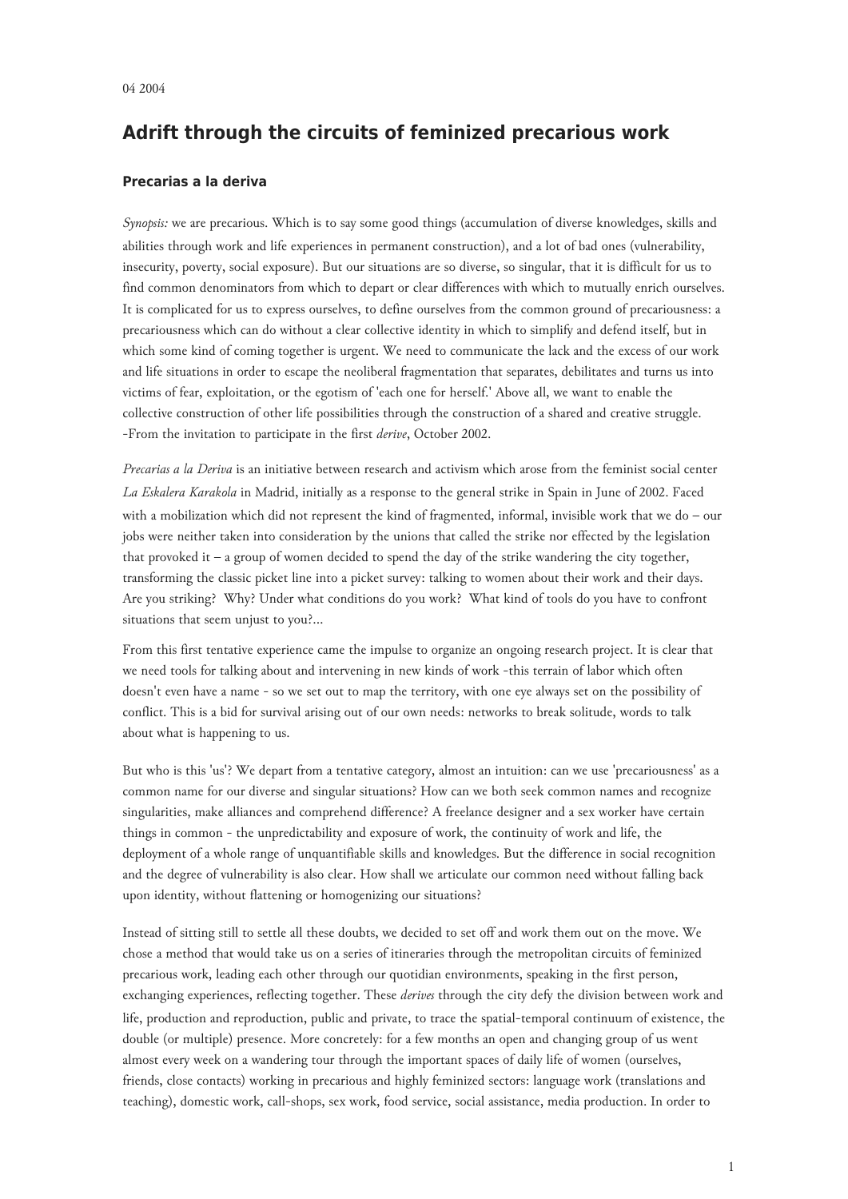04 2004

# Adrift through the circuits of feminized precarious work

### Precarias a la deriva

*Synopsis:* we are precarious. Which is to say some good things (accumulation of diverse knowledges, skills and abilities through work and life experiences in permanent construction), and a lot of bad ones (vulnerability, insecurity, poverty, social exposure). But our situations are so diverse, so singular, that it is difficult for us to find common denominators from which to depart or clear differences with which to mutually enrich ourselves. It is complicated for us to express ourselves, to define ourselves from the common ground of precariousness: a precariousness which can do without a clear collective identity in which to simplify and defend itself, but in which some kind of coming together is urgent. We need to communicate the lack and the excess of our work and life situations in order to escape the neoliberal fragmentation that separates, debilitates and turns us into victims of fear, exploitation, or the egotism of 'each one for herself.' Above all, we want to enable the collective construction of other life possibilities through the construction of a shared and creative struggle. -From the invitation to participate in the first *derive*, October 2002.

*Precarias a la Deriva* is an initiative between research and activism which arose from the feminist social center *La Eskalera Karakola* in Madrid, initially as a response to the general strike in Spain in June of 2002. Faced with a mobilization which did not represent the kind of fragmented, informal, invisible work that we do – our jobs were neither taken into consideration by the unions that called the strike nor effected by the legislation that provoked it – a group of women decided to spend the day of the strike wandering the city together, transforming the classic picket line into a picket survey: talking to women about their work and their days. Are you striking? Why? Under what conditions do you work? What kind of tools do you have to confront situations that seem unjust to you?...

From this first tentative experience came the impulse to organize an ongoing research project. It is clear that we need tools for talking about and intervening in new kinds of work -this terrain of labor which often doesn't even have a name - so we set out to map the territory, with one eye always set on the possibility of conflict. This is a bid for survival arising out of our own needs: networks to break solitude, words to talk about what is happening to us.

But who is this 'us'? We depart from a tentative category, almost an intuition: can we use 'precariousness' as a common name for our diverse and singular situations? How can we both seek common names and recognize singularities, make alliances and comprehend difference? A freelance designer and a sex worker have certain things in common - the unpredictability and exposure of work, the continuity of work and life, the deployment of a whole range of unquantifiable skills and knowledges. But the difference in social recognition and the degree of vulnerability is also clear. How shall we articulate our common need without falling back upon identity, without flattening or homogenizing our situations?

Instead of sitting still to settle all these doubts, we decided to set off and work them out on the move. We chose a method that would take us on a series of itineraries through the metropolitan circuits of feminized precarious work, leading each other through our quotidian environments, speaking in the first person, exchanging experiences, reflecting together. These *derives* through the city defy the division between work and life, production and reproduction, public and private, to trace the spatial-temporal continuum of existence, the double (or multiple) presence. More concretely: for a few months an open and changing group of us went almost every week on a wandering tour through the important spaces of daily life of women (ourselves, friends, close contacts) working in precarious and highly feminized sectors: language work (translations and teaching), domestic work, call-shops, sex work, food service, social assistance, media production. In order to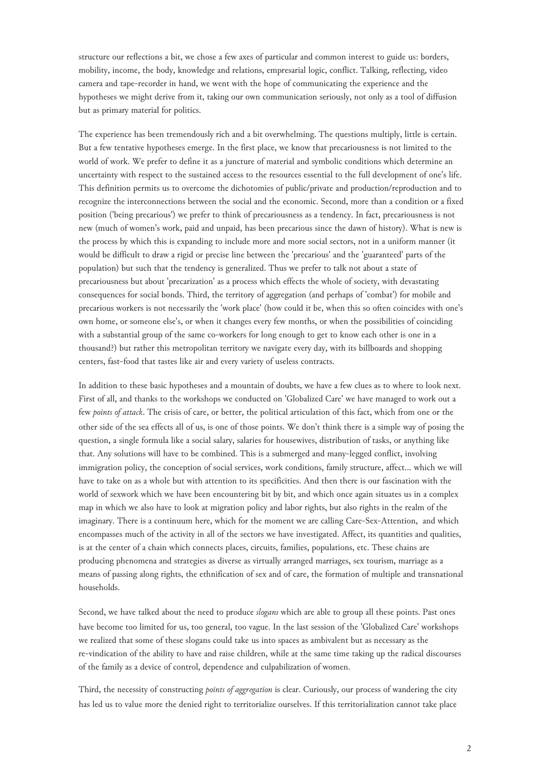structure our reflections a bit, we chose a few axes of particular and common interest to guide us: borders, mobility, income, the body, knowledge and relations, empresarial logic, conflict. Talking, reflecting, video camera and tape-recorder in hand, we went with the hope of communicating the experience and the hypotheses we might derive from it, taking our own communication seriously, not only as a tool of diffusion but as primary material for politics.

The experience has been tremendously rich and a bit overwhelming. The questions multiply, little is certain. But a few tentative hypotheses emerge. In the first place, we know that precariousness is not limited to the world of work. We prefer to define it as a juncture of material and symbolic conditions which determine an uncertainty with respect to the sustained access to the resources essential to the full development of one's life. This definition permits us to overcome the dichotomies of public/private and production/reproduction and to recognize the interconnections between the social and the economic. Second, more than a condition or a fixed position ('being precarious') we prefer to think of precariousness as a tendency. In fact, precariousness is not new (much of women's work, paid and unpaid, has been precarious since the dawn of history). What is new is the process by which this is expanding to include more and more social sectors, not in a uniform manner (it would be difficult to draw a rigid or precise line between the 'precarious' and the 'guaranteed' parts of the population) but such that the tendency is generalized. Thus we prefer to talk not about a state of precariousness but about 'precarization' as a process which effects the whole of society, with devastating consequences for social bonds. Third, the territory of aggregation (and perhaps of 'combat') for mobile and precarious workers is not necessarily the 'work place' (how could it be, when this so often coincides with one's own home, or someone else's, or when it changes every few months, or when the possibilities of coinciding with a substantial group of the same co-workers for long enough to get to know each other is one in a thousand?) but rather this metropolitan territory we navigate every day, with its billboards and shopping centers, fast-food that tastes like air and every variety of useless contracts.

In addition to these basic hypotheses and a mountain of doubts, we have a few clues as to where to look next. First of all, and thanks to the workshops we conducted on 'Globalized Care' we have managed to work out a few *points of attack*. The crisis of care, or better, the political articulation of this fact, which from one or the other side of the sea effects all of us, is one of those points. We don't think there is a simple way of posing the question, a single formula like a social salary, salaries for housewives, distribution of tasks, or anything like that. Any solutions will have to be combined. This is a submerged and many-legged conflict, involving immigration policy, the conception of social services, work conditions, family structure, affect... which we will have to take on as a whole but with attention to its specificities. And then there is our fascination with the world of sexwork which we have been encountering bit by bit, and which once again situates us in a complex map in which we also have to look at migration policy and labor rights, but also rights in the realm of the imaginary. There is a continuum here, which for the moment we are calling Care-Sex-Attention, and which encompasses much of the activity in all of the sectors we have investigated. Affect, its quantities and qualities, is at the center of a chain which connects places, circuits, families, populations, etc. These chains are producing phenomena and strategies as diverse as virtually arranged marriages, sex tourism, marriage as a means of passing along rights, the ethnification of sex and of care, the formation of multiple and transnational households.

Second, we have talked about the need to produce *slogans* which are able to group all these points. Past ones have become too limited for us, too general, too vague. In the last session of the 'Globalized Care' workshops we realized that some of these slogans could take us into spaces as ambivalent but as necessary as the re-vindication of the ability to have and raise children, while at the same time taking up the radical discourses of the family as a device of control, dependence and culpabilization of women.

Third, the necessity of constructing *points of aggregation* is clear. Curiously, our process of wandering the city has led us to value more the denied right to territorialize ourselves. If this territorialization cannot take place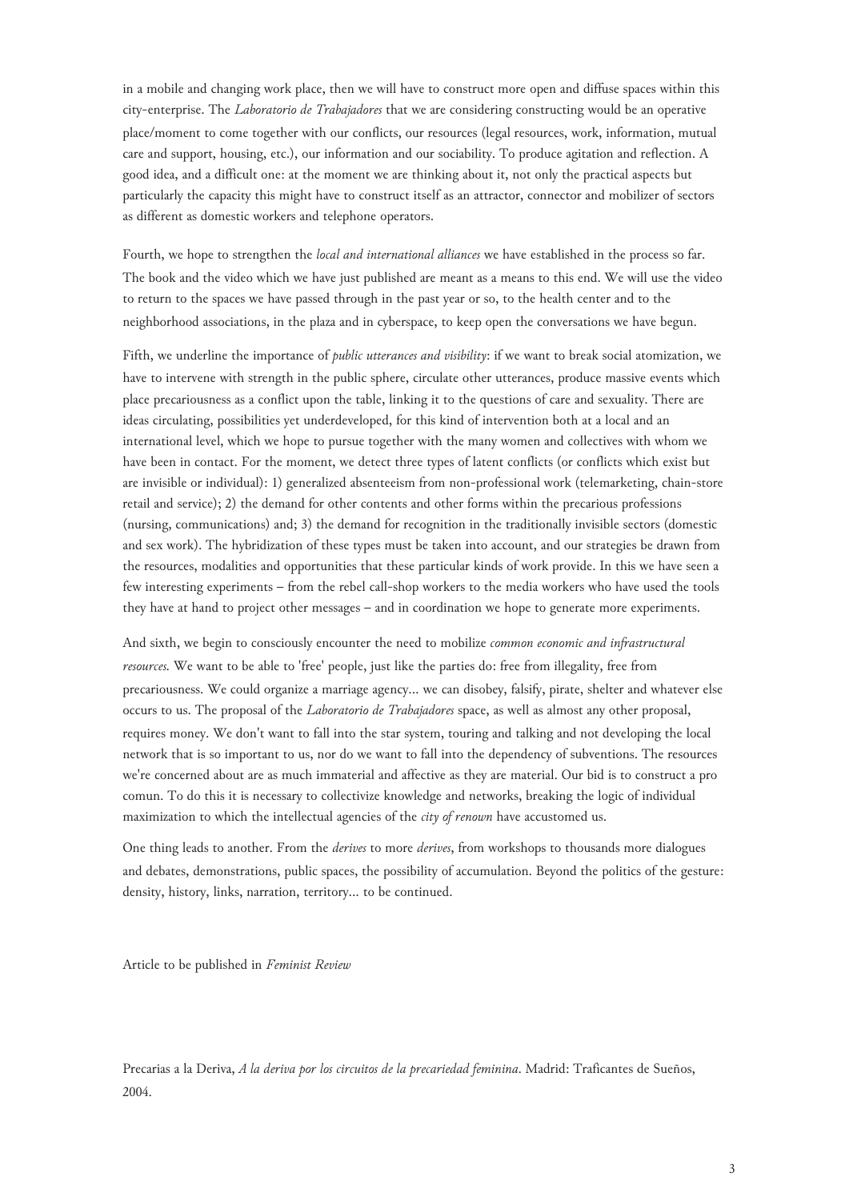in a mobile and changing work place, then we will have to construct more open and diffuse spaces within this city-enterprise. The *Laboratorio de Trabajadores* that we are considering constructing would be an operative place/moment to come together with our conflicts, our resources (legal resources, work, information, mutual care and support, housing, etc.), our information and our sociability. To produce agitation and reflection. A good idea, and a difficult one: at the moment we are thinking about it, not only the practical aspects but particularly the capacity this might have to construct itself as an attractor, connector and mobilizer of sectors as different as domestic workers and telephone operators.

Fourth, we hope to strengthen the *local and international alliances* we have established in the process so far. The book and the video which we have just published are meant as a means to this end. We will use the video to return to the spaces we have passed through in the past year or so, to the health center and to the neighborhood associations, in the plaza and in cyberspace, to keep open the conversations we have begun.

Fifth, we underline the importance of *public utterances and visibility*: if we want to break social atomization, we have to intervene with strength in the public sphere, circulate other utterances, produce massive events which place precariousness as a conflict upon the table, linking it to the questions of care and sexuality. There are ideas circulating, possibilities yet underdeveloped, for this kind of intervention both at a local and an international level, which we hope to pursue together with the many women and collectives with whom we have been in contact. For the moment, we detect three types of latent conflicts (or conflicts which exist but are invisible or individual): 1) generalized absenteeism from non-professional work (telemarketing, chain-store retail and service); 2) the demand for other contents and other forms within the precarious professions (nursing, communications) and; 3) the demand for recognition in the traditionally invisible sectors (domestic and sex work). The hybridization of these types must be taken into account, and our strategies be drawn from the resources, modalities and opportunities that these particular kinds of work provide. In this we have seen a few interesting experiments – from the rebel call-shop workers to the media workers who have used the tools they have at hand to project other messages – and in coordination we hope to generate more experiments.

And sixth, we begin to consciously encounter the need to mobilize *common economic and infrastructural resources*. We want to be able to 'free' people, just like the parties do: free from illegality, free from precariousness. We could organize a marriage agency... we can disobey, falsify, pirate, shelter and whatever else occurs to us. The proposal of the *Laboratorio de Trabajadores* space, as well as almost any other proposal, requires money. We don't want to fall into the star system, touring and talking and not developing the local network that is so important to us, nor do we want to fall into the dependency of subventions. The resources we're concerned about are as much immaterial and affective as they are material. Our bid is to construct a pro comun. To do this it is necessary to collectivize knowledge and networks, breaking the logic of individual maximization to which the intellectual agencies of the *city of renown* have accustomed us.

One thing leads to another. From the *derives* to more *derives*, from workshops to thousands more dialogues and debates, demonstrations, public spaces, the possibility of accumulation. Beyond the politics of the gesture: density, history, links, narration, territory... to be continued.

Article to be published in *Feminist Review*

Precarias a la Deriva, *A la deriva por los circuitos de la precariedad feminina*. Madrid: Traficantes de Sueños, 2004.